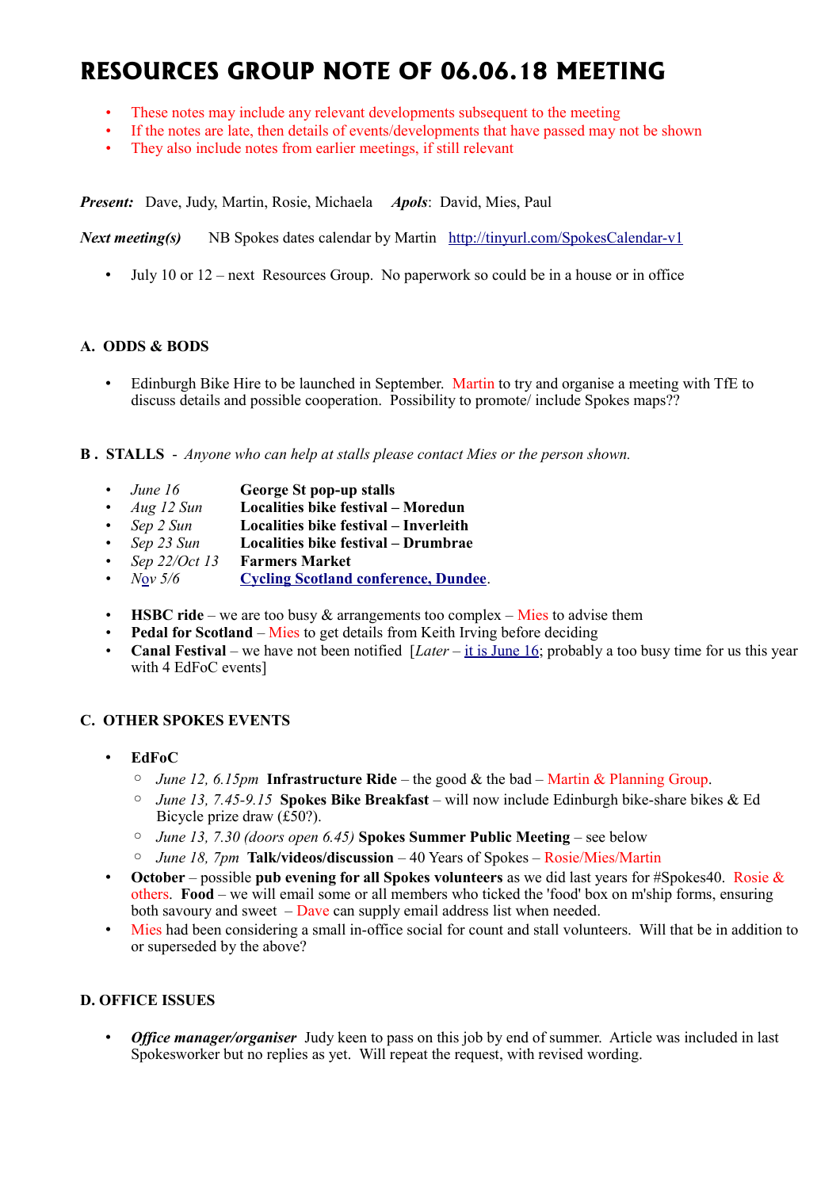# RESOURCES GROUP NOTE OF 06.06.18 MEETING

- These notes may include any relevant developments subsequent to the meeting
- If the notes are late, then details of events/developments that have passed may not be shown
- They also include notes from earlier meetings, if still relevant

***Present:*** Dave, Judy, Martin, Rosie, Michaela ***Apols***: David, Mies, Paul

***Next meeting(s)*** NB Spokes dates calendar by Martin [http://tinyurl.com/SpokesCalendar-v1](http://tinyurl.com/SpokesCalendar-v1)

- July 10 or 12 – next Resources Group. No paperwork so could be in a house or in office

### A. ODDS & BODS

- Edinburgh Bike Hire to be launched in September. Martin to try and organise a meeting with TfE to discuss details and possible cooperation. Possibility to promote/ include Spokes maps??

### B . STALLS - *Anyone who can help at stalls please contact Mies or the person shown.*

- *June 16* **George St pop-up stalls**
- *Aug 12 Sun* **Localities bike festival – Moredun**
- *Sep 2 Sun* **Localities bike festival – Inverleith**
- *Sep 23 Sun* **Localities bike festival – Drumbrae**
- *Sep 22/Oct 13* **Farmers Market**
- *Nov 5/6* **Cycling Scotland conference, Dundee**.

- **HSBC ride** – we are too busy & arrangements too complex – Mies to advise them
- **Pedal for Scotland** – Mies to get details from Keith Irving before deciding
- **Canal Festival** – we have not been notified [*Later* – it is June 16; probably a too busy time for us this year with 4 EdFoC events]

### C. OTHER SPOKES EVENTS

- **EdFoC**
  - *June 12, 6.15pm* **Infrastructure Ride** – the good & the bad – Martin & Planning Group.
  - *June 13, 7.45-9.15* **Spokes Bike Breakfast** – will now include Edinburgh bike-share bikes & Ed Bicycle prize draw (£50?).
  - *June 13, 7.30 (doors open 6.45)* **Spokes Summer Public Meeting** – see below
  - *June 18, 7pm* **Talk/videos/discussion** – 40 Years of Spokes – Rosie/Mies/Martin
- **October** – possible **pub evening for all Spokes volunteers** as we did last years for #Spokes40. Rosie & others. **Food** – we will email some or all members who ticked the 'food' box on m'ship forms, ensuring both savoury and sweet – Dave can supply email address list when needed.
- Mies had been considering a small in-office social for count and stall volunteers. Will that be in addition to or superseded by the above?

### D. OFFICE ISSUES

- ***Office manager/organiser*** Judy keen to pass on this job by end of summer. Article was included in last Spokesworker but no replies as yet. Will repeat the request, with revised wording.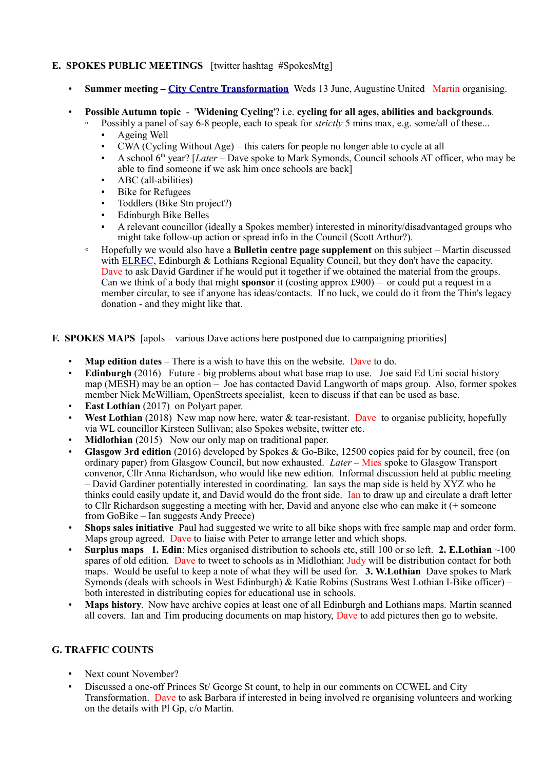## E. SPOKES PUBLIC MEETINGS [twitter hashtag #SpokesMtg]

- **Summer meeting – City Centre Transformation** Weds 13 June, Augustine United Martin organising.
- **Possible Autumn topic** - '**Widening Cycling**'? i.e. **cycling for all ages, abilities and backgrounds**.
  - Possibly a panel of say 6-8 people, each to speak for *strictly* 5 mins max, e.g. some/all of these...
    - Ageing Well
    - CWA (Cycling Without Age) – this caters for people no longer able to cycle at all
    - A school 6th year? [*Later* – Dave spoke to Mark Symonds, Council schools AT officer, who may be able to find someone if we ask him once schools are back]
    - ABC (all-abilities)
    - Bike for Refugees
    - Toddlers (Bike Stn project?)
    - Edinburgh Bike Belles
    - A relevant councillor (ideally a Spokes member) interested in minority/disadvantaged groups who might take follow-up action or spread info in the Council (Scott Arthur?).
  - Hopefully we would also have a **Bulletin centre page supplement** on this subject – Martin discussed with ELREC, Edinburgh & Lothians Regional Equality Council, but they don't have the capacity. Dave to ask David Gardiner if he would put it together if we obtained the material from the groups. Can we think of a body that might **sponsor** it (costing approx £900) – or could put a request in a member circular, to see if anyone has ideas/contacts. If no luck, we could do it from the Thin's legacy donation - and they might like that.

## F. SPOKES MAPS [apols – various Dave actions here postponed due to campaigning priorities]

- **Map edition dates** – There is a wish to have this on the website. Dave to do.
- **Edinburgh** (2016) Future - big problems about what base map to use. Joe said Ed Uni social history map (MESH) may be an option – Joe has contacted David Langworth of maps group. Also, former spokes member Nick McWilliam, OpenStreets specialist, keen to discuss if that can be used as base.
- **East Lothian** (2017) on Polyart paper.
- **West Lothian** (2018) New map now here, water & tear-resistant. Dave to organise publicity, hopefully via WL councillor Kirsteen Sullivan; also Spokes website, twitter etc.
- **Midlothian** (2015) Now our only map on traditional paper.
- **Glasgow 3rd edition** (2016) developed by Spokes & Go-Bike, 12500 copies paid for by council, free (on ordinary paper) from Glasgow Council, but now exhausted. *Later* – Mies spoke to Glasgow Transport convenor, Cllr Anna Richardson, who would like new edition. Informal discussion held at public meeting – David Gardiner potentially interested in coordinating. Ian says the map side is held by XYZ who he thinks could easily update it, and David would do the front side. Ian to draw up and circulate a draft letter to Cllr Richardson suggesting a meeting with her, David and anyone else who can make it (+ someone from GoBike – Ian suggests Andy Preece)
- **Shops sales initiative** Paul had suggested we write to all bike shops with free sample map and order form. Maps group agreed. Dave to liaise with Peter to arrange letter and which shops.
- **Surplus maps** **1. Edin**: Mies organised distribution to schools etc, still 100 or so left. **2. E.Lothian** ~100 spares of old edition. Dave to tweet to schools as in Midlothian; Judy will be distribution contact for both maps. Would be useful to keep a note of what they will be used for. **3. W.Lothian** Dave spokes to Mark Symonds (deals with schools in West Edinburgh) & Katie Robins (Sustrans West Lothian I-Bike officer) – both interested in distributing copies for educational use in schools.
- **Maps history**. Now have archive copies at least one of all Edinburgh and Lothians maps. Martin scanned all covers. Ian and Tim producing documents on map history, Dave to add pictures then go to website.

## G. TRAFFIC COUNTS

- Next count November?
- Discussed a one-off Princes St/ George St count, to help in our comments on CCWEL and City Transformation. Dave to ask Barbara if interested in being involved re organising volunteers and working on the details with Pl Gp, c/o Martin.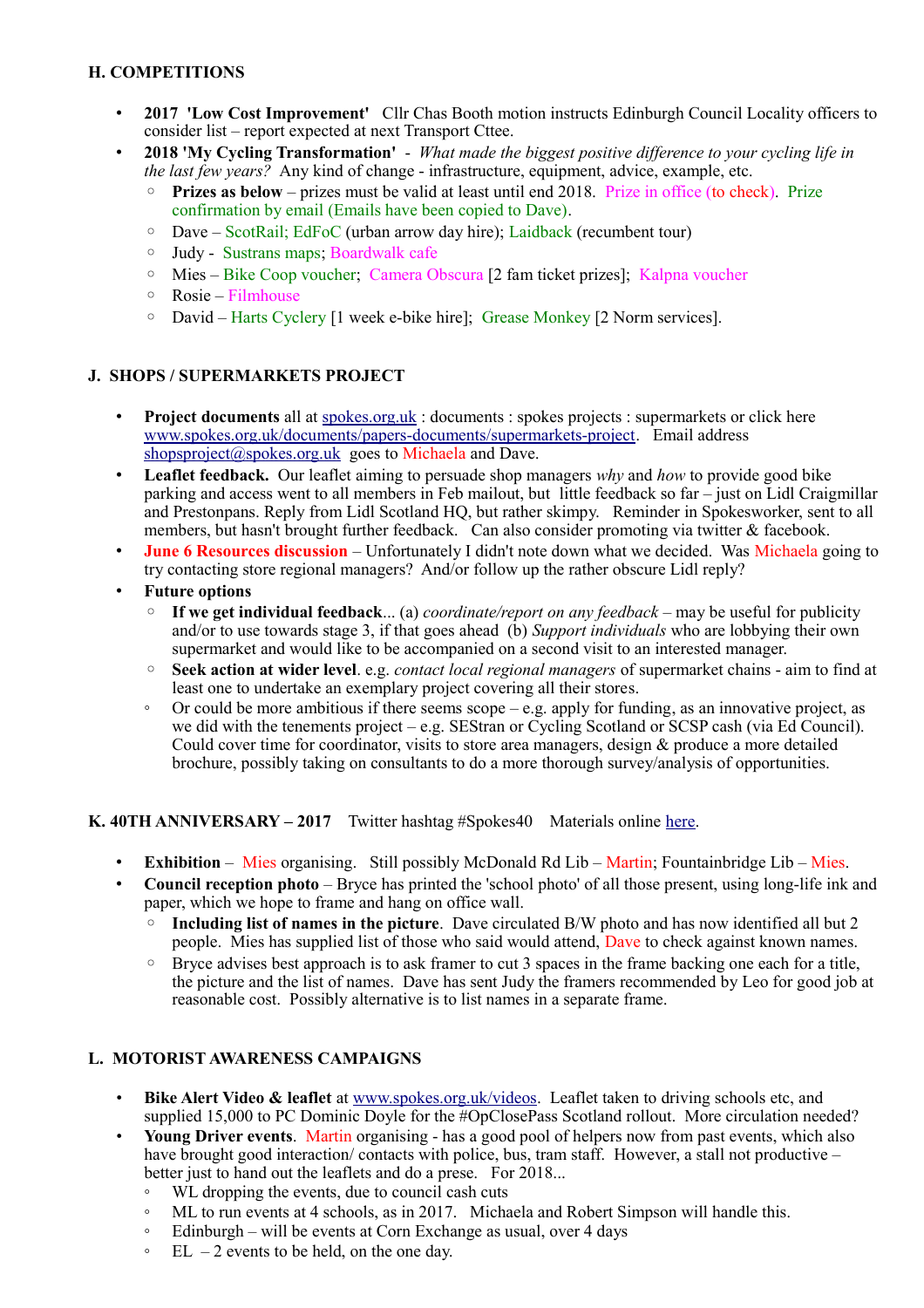## H. COMPETITIONS

- **2017 'Low Cost Improvement'** Cllr Chas Booth motion instructs Edinburgh Council Locality officers to consider list – report expected at next Transport Cttee.
- **2018 'My Cycling Transformation'** - *What made the biggest positive difference to your cycling life in the last few years?* Any kind of change - infrastructure, equipment, advice, example, etc.
  - **Prizes as below** – prizes must be valid at least until end 2018. Prize in office (to check). Prize confirmation by email (Emails have been copied to Dave).
  - Dave – ScotRail; EdFoC (urban arrow day hire); Laidback (recumbent tour)
  - Judy - Sustrans maps; Boardwalk cafe
  - Mies – Bike Coop voucher; Camera Obscura [2 fam ticket prizes]; Kalpna voucher
  - Rosie – Filmhouse
  - David – Harts Cyclery [1 week e-bike hire]; Grease Monkey [2 Norm services].

## J. SHOPS / SUPERMARKETS PROJECT

- **Project documents** all at spokes.org.uk : documents : spokes projects : supermarkets or click here www.spokes.org.uk/documents/papers-documents/supermarkets-project. Email address shopsproject@spokes.org.uk goes to Michaela and Dave.
- **Leaflet feedback.** Our leaflet aiming to persuade shop managers *why* and *how* to provide good bike parking and access went to all members in Feb mailout, but little feedback so far – just on Lidl Craigmillar and Prestonpans. Reply from Lidl Scotland HQ, but rather skimpy. Reminder in Spokesworker, sent to all members, but hasn't brought further feedback. Can also consider promoting via twitter & facebook.
- **June 6 Resources discussion** – Unfortunately I didn't note down what we decided. Was Michaela going to try contacting store regional managers? And/or follow up the rather obscure Lidl reply?
- **Future options**
  - **If we get individual feedback**... (a) *coordinate/report on any feedback* – may be useful for publicity and/or to use towards stage 3, if that goes ahead (b) *Support individuals* who are lobbying their own supermarket and would like to be accompanied on a second visit to an interested manager.
  - **Seek action at wider level**. e.g. *contact local regional managers* of supermarket chains - aim to find at least one to undertake an exemplary project covering all their stores.
  - Or could be more ambitious if there seems scope – e.g. apply for funding, as an innovative project, as we did with the tenements project – e.g. SEStran or Cycling Scotland or SCSP cash (via Ed Council). Could cover time for coordinator, visits to store area managers, design & produce a more detailed brochure, possibly taking on consultants to do a more thorough survey/analysis of opportunities.

## K. 40TH ANNIVERSARY – 2017 Twitter hashtag #Spokes40 Materials online here.

- **Exhibition** – Mies organising. Still possibly McDonald Rd Lib – Martin; Fountainbridge Lib – Mies.
- **Council reception photo** – Bryce has printed the 'school photo' of all those present, using long-life ink and paper, which we hope to frame and hang on office wall.
  - **Including list of names in the picture**. Dave circulated B/W photo and has now identified all but 2 people. Mies has supplied list of those who said would attend, Dave to check against known names.
  - Bryce advises best approach is to ask framer to cut 3 spaces in the frame backing one each for a title, the picture and the list of names. Dave has sent Judy the framers recommended by Leo for good job at reasonable cost. Possibly alternative is to list names in a separate frame.

## L. MOTORIST AWARENESS CAMPAIGNS

- **Bike Alert Video & leaflet** at www.spokes.org.uk/videos. Leaflet taken to driving schools etc, and supplied 15,000 to PC Dominic Doyle for the #OpClosePass Scotland rollout. More circulation needed?
- **Young Driver events**. Martin organising - has a good pool of helpers now from past events, which also have brought good interaction/ contacts with police, bus, tram staff. However, a stall not productive – better just to hand out the leaflets and do a prese. For 2018...
  - WL dropping the events, due to council cash cuts
  - ML to run events at 4 schools, as in 2017. Michaela and Robert Simpson will handle this.
  - Edinburgh – will be events at Corn Exchange as usual, over 4 days
  - EL – 2 events to be held, on the one day.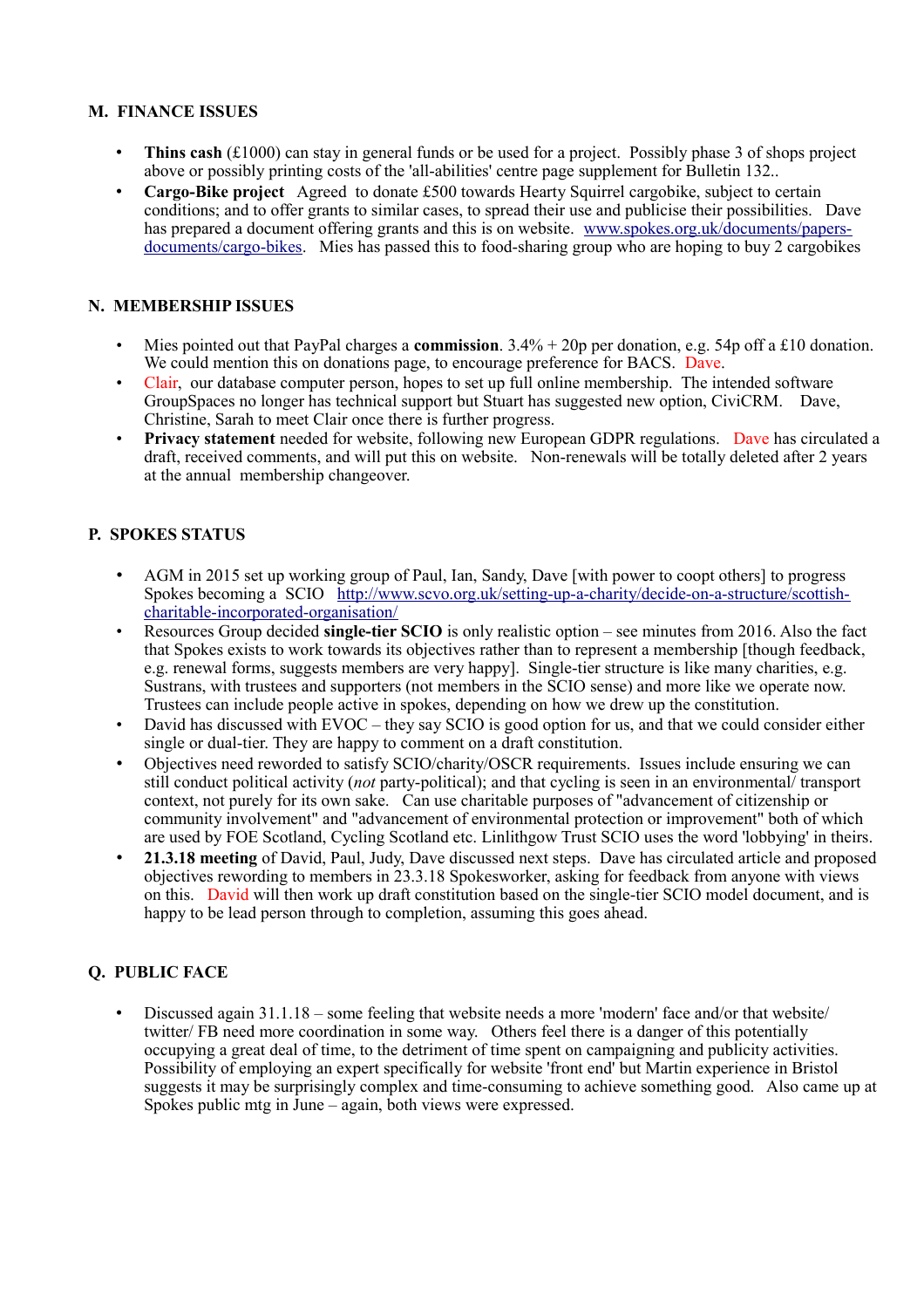## M. FINANCE ISSUES

- **Thins cash** (£1000) can stay in general funds or be used for a project. Possibly phase 3 of shops project above or possibly printing costs of the 'all-abilities' centre page supplement for Bulletin 132..
- **Cargo-Bike project** Agreed to donate £500 towards Hearty Squirrel cargobike, subject to certain conditions; and to offer grants to similar cases, to spread their use and publicise their possibilities. Dave has prepared a document offering grants and this is on website. [www.spokes.org.uk/documents/papers-documents/cargo-bikes](www.spokes.org.uk/documents/papers-documents/cargo-bikes). Mies has passed this to food-sharing group who are hoping to buy 2 cargobikes

## N. MEMBERSHIP ISSUES

- Mies pointed out that PayPal charges a **commission**. 3.4% + 20p per donation, e.g. 54p off a £10 donation. We could mention this on donations page, to encourage preference for BACS. Dave.
- Clair, our database computer person, hopes to set up full online membership. The intended software GroupSpaces no longer has technical support but Stuart has suggested new option, CiviCRM. Dave, Christine, Sarah to meet Clair once there is further progress.
- **Privacy statement** needed for website, following new European GDPR regulations. Dave has circulated a draft, received comments, and will put this on website. Non-renewals will be totally deleted after 2 years at the annual membership changeover.

## P. SPOKES STATUS

- AGM in 2015 set up working group of Paul, Ian, Sandy, Dave [with power to coopt others] to progress Spokes becoming a SCIO [http://www.scvo.org.uk/setting-up-a-charity/decide-on-a-structure/scottish-charitable-incorporated-organisation/](http://www.scvo.org.uk/setting-up-a-charity/decide-on-a-structure/scottish-charitable-incorporated-organisation/)
- Resources Group decided **single-tier SCIO** is only realistic option – see minutes from 2016. Also the fact that Spokes exists to work towards its objectives rather than to represent a membership [though feedback, e.g. renewal forms, suggests members are very happy]. Single-tier structure is like many charities, e.g. Sustrans, with trustees and supporters (not members in the SCIO sense) and more like we operate now. Trustees can include people active in spokes, depending on how we drew up the constitution.
- David has discussed with EVOC – they say SCIO is good option for us, and that we could consider either single or dual-tier. They are happy to comment on a draft constitution.
- Objectives need reworded to satisfy SCIO/charity/OSCR requirements. Issues include ensuring we can still conduct political activity (*not* party-political); and that cycling is seen in an environmental/ transport context, not purely for its own sake. Can use charitable purposes of "advancement of citizenship or community involvement" and "advancement of environmental protection or improvement" both of which are used by FOE Scotland, Cycling Scotland etc. Linlithgow Trust SCIO uses the word 'lobbying' in theirs.
- **21.3.18 meeting** of David, Paul, Judy, Dave discussed next steps. Dave has circulated article and proposed objectives rewording to members in 23.3.18 Spokesworker, asking for feedback from anyone with views on this. David will then work up draft constitution based on the single-tier SCIO model document, and is happy to be lead person through to completion, assuming this goes ahead.

## Q. PUBLIC FACE

- Discussed again 31.1.18 – some feeling that website needs a more 'modern' face and/or that website/ twitter/ FB need more coordination in some way. Others feel there is a danger of this potentially occupying a great deal of time, to the detriment of time spent on campaigning and publicity activities. Possibility of employing an expert specifically for website 'front end' but Martin experience in Bristol suggests it may be surprisingly complex and time-consuming to achieve something good. Also came up at Spokes public mtg in June – again, both views were expressed.